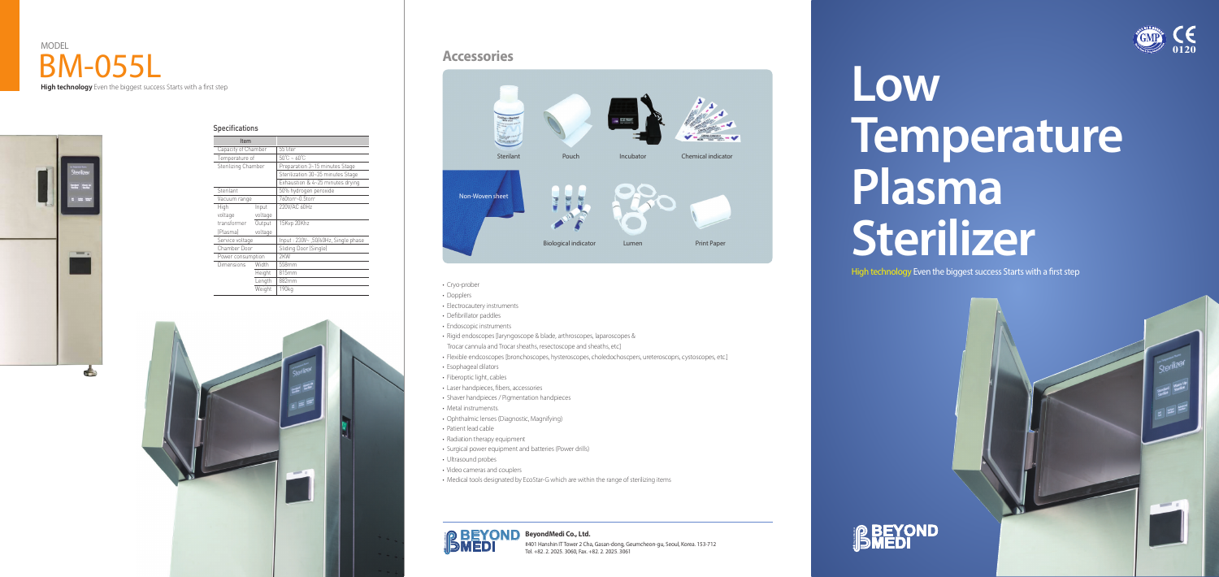MODEL

# BM-055L

**High technology** Even the biggest success Starts with a first step

## Specifications

| Item | | |
|---|---|---|
| Capacity of Chamber | | 55 liter |
| Temperature of | | 50℃ ~ 60℃ |
| Sterilizing Chamber | | Preparation 3~15 minutes Stage |
| | | Sterilization 30~35 minutes Stage |
| | | Exhaustion & 4~25 minutes drying |
| Sterilant | | 50% hydrogen peroxide |
| Vacuum range | | 760torr~0.5torr |
| High voltage transformer (Plasma) | Input voltage | 220V/AC 60Hz |
| | Output voltage | 15Kvp 20Khz |
| Service voltage | | Input : 230V~ 50/60Hz, Single phase |
| Chamber Door | | Sliding Door (Single) |
| Power consumption | | 2KW |
| Dimensions | Width | 558mm |
| | Height | 815mm |
| | Length | 882mm |
| | Weight | 190kg |

## Accessories

Sterilant

Pouch

Incubator

Chemical indicator

Non-Woven sheet

Biological indicator

Lumen

Print Paper

- Cryo-prober
- Dopplers
- Electrocautery instruments
- Defibrillator paddles
- Endoscopic instruments
- Rigid endoscopes [laryngoscope & blade, arthroscopes, laparoscopes & Trocar cannula and Trocar sheaths, resectoscope and sheaths, etc]
- Flexible endcoscopes [bronchoscopes, hysteroscopes, choledochoscpers, ureteroscoprs, cystoscopes, etc.]
- Esophageal dilators
- Fiberoptic light, cables
- Laser handpieces, fibers, accessories
- Shaver handpieces / Pigmentation handpieces
- Metal instruments
- Ophthalmic lenses (Diagnostic, Magnifying)
- Patient lead cable
- Radiation therapy equipment
- Surgical power equipment and batteries (Power drills)
- Ultrasound probes
- Video cameras and couplers
- Medical tools designated by EcoStar-G which are within the range of sterilizing items

**BeyondMedi Co., Ltd.**

#401 Hanshin IT Tower 2 Cha, Gasan-dong, Geumcheon-gu, Seoul, Korea. 153-712

Tel. +82. 2. 2025. 3060, Fax. +82. 2. 2025. 3061

# Low Temperature Plasma Sterilizer

High technology Even the biggest success Starts with a first step

BEYOND MEDI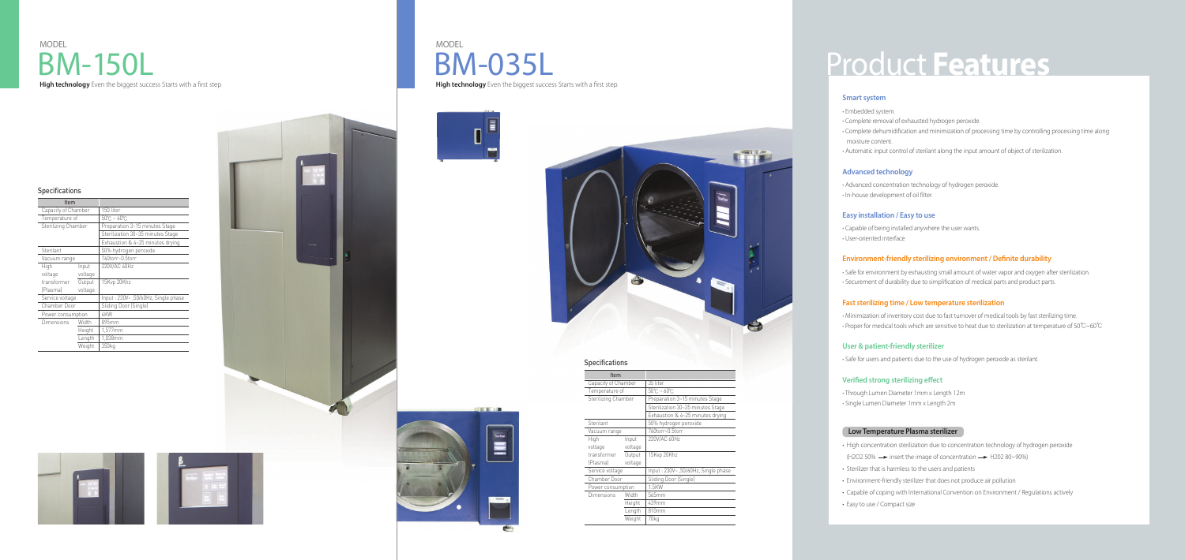MODEL

# BM-150L

**High technology** Even the biggest success Starts with a first step

### Specifications

| Item | | |
|---|---|---|
| Capacity of Chamber | | 150 liter |
| Temperature of | | 50℃ ~ 60℃ |
| Sterilizing Chamber | | Preparation 3~15 minutes Stage |
| | | Sterilization 30~35 minutes Stage |
| | | Exhaustion & 4~25 minutes drying |
| Sterilant | | 50% hydrogen peroxide |
| Vacuum range | | 760torr~0.5torr |
| High voltage transformer (Plasma) | Input voltage | 220V/AC 60Hz |
| | Output voltage | 15Kvp 20Khz |
| Service voltage | | Input : 230V~ ,50/60Hz, Single phase |
| Chamber Door | | Sliding Door (Single) |
| Power consumption | | 4KW |
| Dimensions | Width | 895mm |
| | Height | 1,577mm |
| | Length | 1,038mm |
| | Weight | 350kg |

MODEL

# BM-035L

**High technology** Even the biggest success Starts with a first step

### Specifications

| Item | | |
|---|---|---|
| Capacity of Chamber | | 35 liter |
| Temperature of | | 50℃ ~ 60℃ |
| Sterilizing Chamber | | Preparation 3~15 minutes Stage |
| | | Sterilization 30~35 minutes Stage |
| | | Exhaustion & 4~25 minutes drying |
| Sterilant | | 50% hydrogen peroxide |
| Vacuum range | | 760torr~0.5torr |
| High voltage transformer (Plasma) | Input voltage | 220V/AC 60Hz |
| | Output voltage | 15Kvp 20Khz |
| Service voltage | | Input : 230V~ ,50/60Hz, Single phase |
| Chamber Door | | Sliding Door (Single) |
| Power consumption | | 1.5KW |
| Dimensions | Width | 565mm |
| | Height | 439mm |
| | Length | 810mm |
| | Weight | 70kg |

# Product **Features**

### Smart system

- Embedded system.
- Complete removal of exhausted hydrogen peroxide.
- Complete dehumidification and minimization of processing time by controlling processing time along moisture content.
- Automatic input control of sterilant along the input amount of object of sterilization.

### Advanced technology

- Advanced concentration technology of hydrogen peroxide.
- In-house development of oil filter.

### Easy installation / Easy to use

- Capable of being installed anywhere the user wants.
- User-oriented interface

### Environment-friendly sterilizing environment / Definite durability

- Safe for environment by exhausting small amount of water vapor and oxygen after sterilization.
- Securement of durability due to simplification of medical parts and product parts.

### Fast sterilizing time / Low temperature sterilization

- Minimization of inventory cost due to fast turnover of medical tools by fast sterilizing time.
- Proper for medical tools which are sensitive to heat due to sterilization at temperature of 50℃~60℃

### User & patient-friendly sterilizer

- Safe for users and patients due to the use of hydrogen peroxide as sterilant.

### Verified strong sterilizing effect

- Through Lumen Diameter 1mm x Length 12m
- Single Lumen Diameter 1mm x Length 2m

### Low Temperature Plasma sterilizer

- High concentration sterilization due to concentration technology of hydrogen peroxide ($H_2O_2$ 50% → insert the image of concentration → $H_2O_2$ 80~90%)
- Sterilizer that is harmless to the users and patients
- Environment-friendly sterilizer that does not produce air pollution
- Capable of coping with International Convention on Environment / Regulations actively
- Easy to use / Compact size